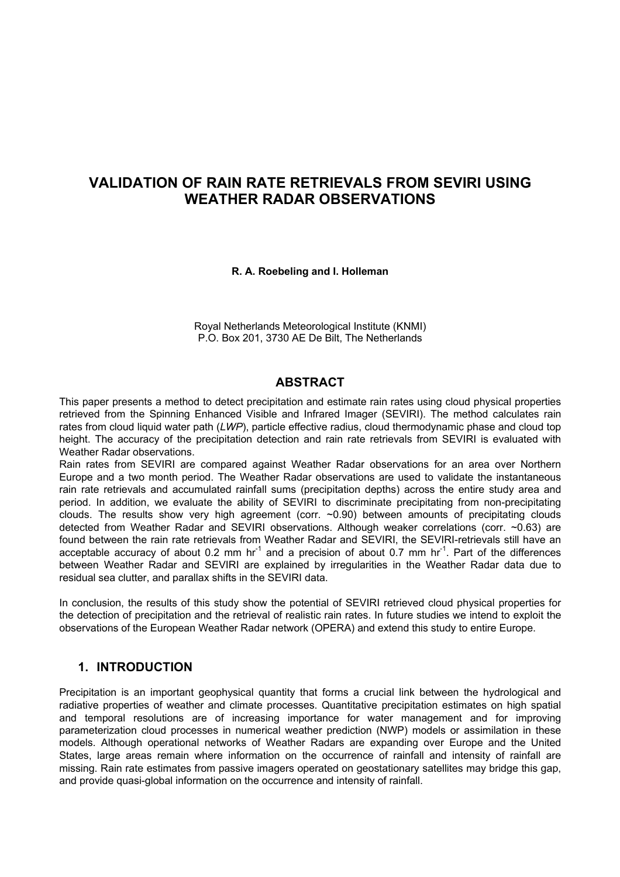# VALIDATION OF RAIN RATE RETRIEVALS FROM SEVIRI USING WEATHER RADAR OBSERVATIONS

**R. A. Roebeling and I. Holleman**

Royal Netherlands Meteorological Institute (KNMI)
P.O. Box 201, 3730 AE De Bilt, The Netherlands

## ABSTRACT

This paper presents a method to detect precipitation and estimate rain rates using cloud physical properties retrieved from the Spinning Enhanced Visible and Infrared Imager (SEVIRI). The method calculates rain rates from cloud liquid water path (*LWP*), particle effective radius, cloud thermodynamic phase and cloud top height. The accuracy of the precipitation detection and rain rate retrievals from SEVIRI is evaluated with Weather Radar observations.

Rain rates from SEVIRI are compared against Weather Radar observations for an area over Northern Europe and a two month period. The Weather Radar observations are used to validate the instantaneous rain rate retrievals and accumulated rainfall sums (precipitation depths) across the entire study area and period. In addition, we evaluate the ability of SEVIRI to discriminate precipitating from non-precipitating clouds. The results show very high agreement (corr. ~0.90) between amounts of precipitating clouds detected from Weather Radar and SEVIRI observations. Although weaker correlations (corr. ~0.63) are found between the rain rate retrievals from Weather Radar and SEVIRI, the SEVIRI-retrievals still have an acceptable accuracy of about 0.2 mm $hr^{-1}$ and a precision of about 0.7 mm $hr^{-1}$. Part of the differences between Weather Radar and SEVIRI are explained by irregularities in the Weather Radar data due to residual sea clutter, and parallax shifts in the SEVIRI data.

In conclusion, the results of this study show the potential of SEVIRI retrieved cloud physical properties for the detection of precipitation and the retrieval of realistic rain rates. In future studies we intend to exploit the observations of the European Weather Radar network (OPERA) and extend this study to entire Europe.

## 1. INTRODUCTION

Precipitation is an important geophysical quantity that forms a crucial link between the hydrological and radiative properties of weather and climate processes. Quantitative precipitation estimates on high spatial and temporal resolutions are of increasing importance for water management and for improving parameterization cloud processes in numerical weather prediction (NWP) models or assimilation in these models. Although operational networks of Weather Radars are expanding over Europe and the United States, large areas remain where information on the occurrence of rainfall and intensity of rainfall are missing. Rain rate estimates from passive imagers operated on geostationary satellites may bridge this gap, and provide quasi-global information on the occurrence and intensity of rainfall.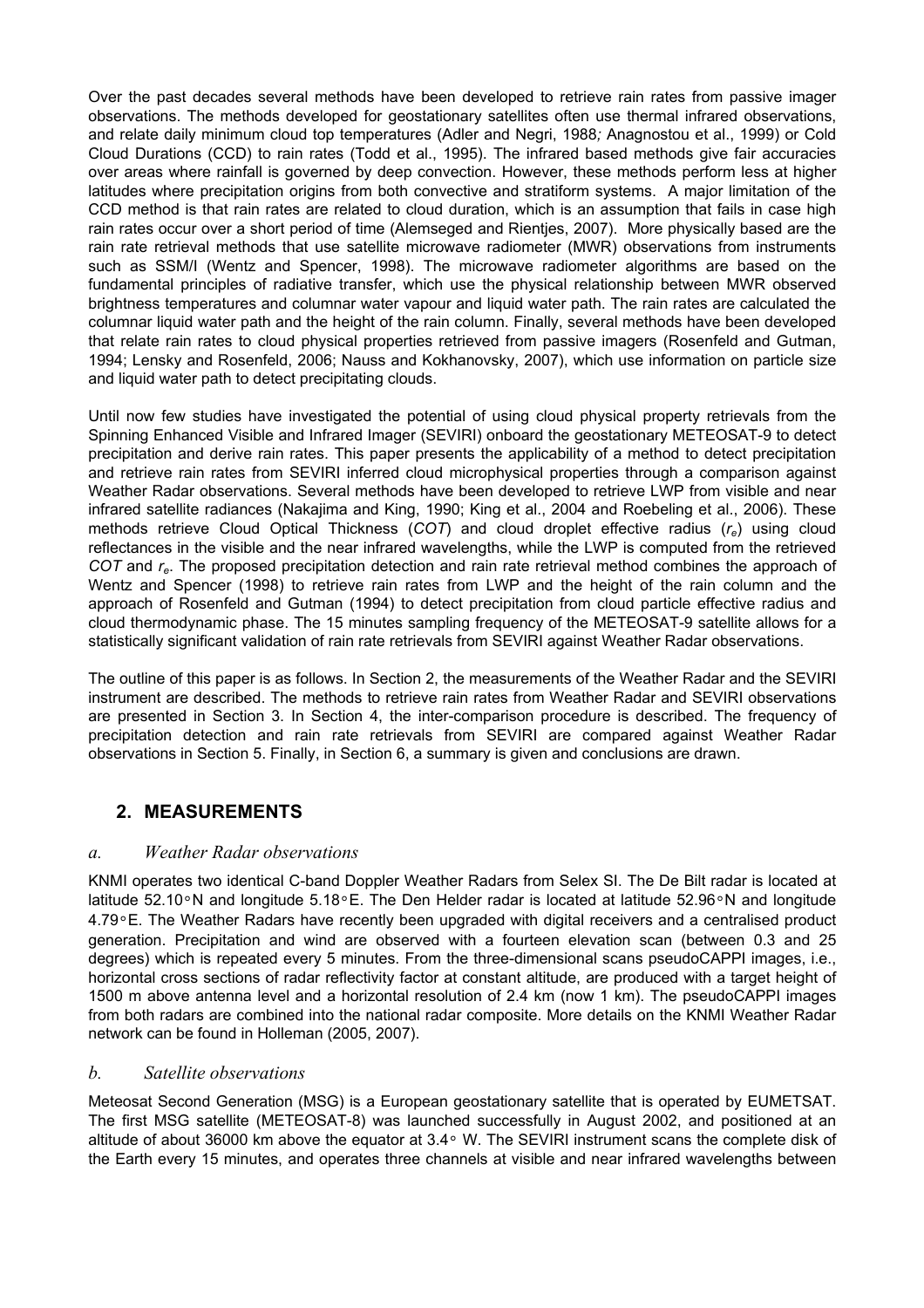Over the past decades several methods have been developed to retrieve rain rates from passive imager observations. The methods developed for geostationary satellites often use thermal infrared observations, and relate daily minimum cloud top temperatures (Adler and Negri, 1988; Anagnostou et al., 1999) or Cold Cloud Durations (CCD) to rain rates (Todd et al., 1995). The infrared based methods give fair accuracies over areas where rainfall is governed by deep convection. However, these methods perform less at higher latitudes where precipitation origins from both convective and stratiform systems. A major limitation of the CCD method is that rain rates are related to cloud duration, which is an assumption that fails in case high rain rates occur over a short period of time (Alemseged and Rientjes, 2007). More physically based are the rain rate retrieval methods that use satellite microwave radiometer (MWR) observations from instruments such as SSM/I (Wentz and Spencer, 1998). The microwave radiometer algorithms are based on the fundamental principles of radiative transfer, which use the physical relationship between MWR observed brightness temperatures and columnar water vapour and liquid water path. The rain rates are calculated the columnar liquid water path and the height of the rain column. Finally, several methods have been developed that relate rain rates to cloud physical properties retrieved from passive imagers (Rosenfeld and Gutman, 1994; Lensky and Rosenfeld, 2006; Nauss and Kokhanovsky, 2007), which use information on particle size and liquid water path to detect precipitating clouds.

Until now few studies have investigated the potential of using cloud physical property retrievals from the Spinning Enhanced Visible and Infrared Imager (SEVIRI) onboard the geostationary METEOSAT-9 to detect precipitation and derive rain rates. This paper presents the applicability of a method to detect precipitation and retrieve rain rates from SEVIRI inferred cloud microphysical properties through a comparison against Weather Radar observations. Several methods have been developed to retrieve LWP from visible and near infrared satellite radiances (Nakajima and King, 1990; King et al., 2004 and Roebeling et al., 2006). These methods retrieve Cloud Optical Thickness (*COT*) and cloud droplet effective radius ($r_e$) using cloud reflectances in the visible and the near infrared wavelengths, while the LWP is computed from the retrieved *COT* and $r_e$. The proposed precipitation detection and rain rate retrieval method combines the approach of Wentz and Spencer (1998) to retrieve rain rates from LWP and the height of the rain column and the approach of Rosenfeld and Gutman (1994) to detect precipitation from cloud particle effective radius and cloud thermodynamic phase. The 15 minutes sampling frequency of the METEOSAT-9 satellite allows for a statistically significant validation of rain rate retrievals from SEVIRI against Weather Radar observations.

The outline of this paper is as follows. In Section 2, the measurements of the Weather Radar and the SEVIRI instrument are described. The methods to retrieve rain rates from Weather Radar and SEVIRI observations are presented in Section 3. In Section 4, the inter-comparison procedure is described. The frequency of precipitation detection and rain rate retrievals from SEVIRI are compared against Weather Radar observations in Section 5. Finally, in Section 6, a summary is given and conclusions are drawn.

## 2. MEASUREMENTS

### *a. Weather Radar observations*

KNMI operates two identical C-band Doppler Weather Radars from Selex SI. The De Bilt radar is located at latitude 52.10∘N and longitude 5.18∘E. The Den Helder radar is located at latitude 52.96∘N and longitude 4.79∘E. The Weather Radars have recently been upgraded with digital receivers and a centralised product generation. Precipitation and wind are observed with a fourteen elevation scan (between 0.3 and 25 degrees) which is repeated every 5 minutes. From the three-dimensional scans pseudoCAPPI images, i.e., horizontal cross sections of radar reflectivity factor at constant altitude, are produced with a target height of 1500 m above antenna level and a horizontal resolution of 2.4 km (now 1 km). The pseudoCAPPI images from both radars are combined into the national radar composite. More details on the KNMI Weather Radar network can be found in Holleman (2005, 2007).

### *b. Satellite observations*

Meteosat Second Generation (MSG) is a European geostationary satellite that is operated by EUMETSAT. The first MSG satellite (METEOSAT-8) was launched successfully in August 2002, and positioned at an altitude of about 36000 km above the equator at 3.4∘ W. The SEVIRI instrument scans the complete disk of the Earth every 15 minutes, and operates three channels at visible and near infrared wavelengths between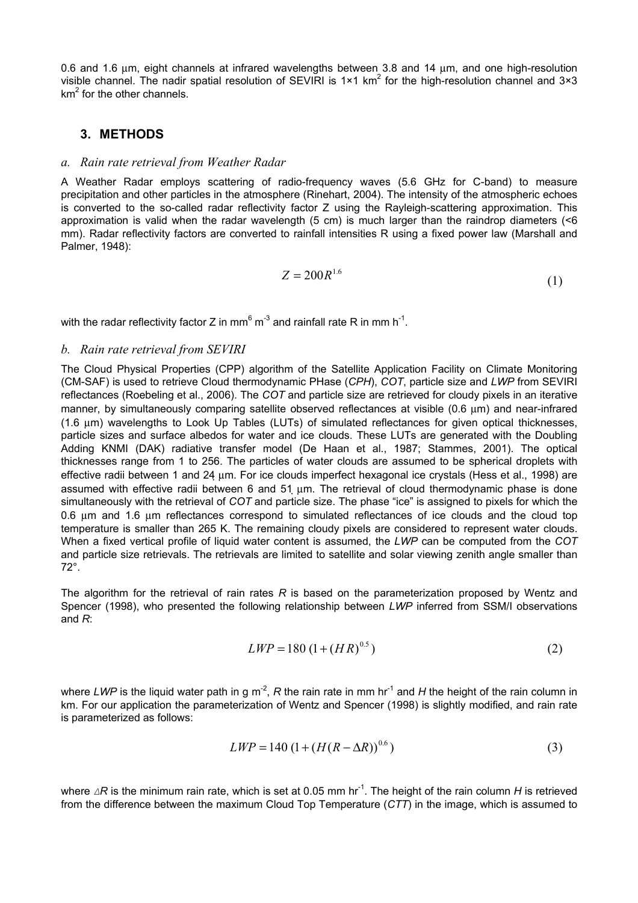0.6 and 1.6 μm, eight channels at infrared wavelengths between 3.8 and 14 μm, and one high-resolution visible channel. The nadir spatial resolution of SEVIRI is 1×1 $km^2$ for the high-resolution channel and 3×3 $km^2$ for the other channels.

## 3. METHODS

### *a. Rain rate retrieval from Weather Radar*

A Weather Radar employs scattering of radio-frequency waves (5.6 GHz for C-band) to measure precipitation and other particles in the atmosphere (Rinehart, 2004). The intensity of the atmospheric echoes is converted to the so-called radar reflectivity factor Z using the Rayleigh-scattering approximation. This approximation is valid when the radar wavelength (5 cm) is much larger than the raindrop diameters (<6 mm). Radar reflectivity factors are converted to rainfall intensities R using a fixed power law (Marshall and Palmer, 1948):

$$Z = 200 R^{1.6} \tag{1}$$

with the radar reflectivity factor Z in $mm^6\ m^{-3}$ and rainfall rate R in $mm\ h^{-1}$.

### *b. Rain rate retrieval from SEVIRI*

The Cloud Physical Properties (CPP) algorithm of the Satellite Application Facility on Climate Monitoring (CM-SAF) is used to retrieve Cloud thermodynamic PHase (*CPH*), *COT*, particle size and *LWP* from SEVIRI reflectances (Roebeling et al., 2006). The *COT* and particle size are retrieved for cloudy pixels in an iterative manner, by simultaneously comparing satellite observed reflectances at visible (0.6 μm) and near-infrared (1.6 μm) wavelengths to Look Up Tables (LUTs) of simulated reflectances for given optical thicknesses, particle sizes and surface albedos for water and ice clouds. These LUTs are generated with the Doubling Adding KNMI (DAK) radiative transfer model (De Haan et al., 1987; Stammes, 2001). The optical thicknesses range from 1 to 256. The particles of water clouds are assumed to be spherical droplets with effective radii between 1 and 24 μm. For ice clouds imperfect hexagonal ice crystals (Hess et al., 1998) are assumed with effective radii between 6 and 51 μm. The retrieval of cloud thermodynamic phase is done simultaneously with the retrieval of *COT* and particle size. The phase "ice" is assigned to pixels for which the 0.6 μm and 1.6 μm reflectances correspond to simulated reflectances of ice clouds and the cloud top temperature is smaller than 265 K. The remaining cloudy pixels are considered to represent water clouds. When a fixed vertical profile of liquid water content is assumed, the *LWP* can be computed from the *COT* and particle size retrievals. The retrievals are limited to satellite and solar viewing zenith angle smaller than 72°.

The algorithm for the retrieval of rain rates *R* is based on the parameterization proposed by Wentz and Spencer (1998), who presented the following relationship between *LWP* inferred from SSM/I observations and *R*:

$$LWP = 180\,(1 + (H\,R)^{0.5}) \tag{2}$$

where *LWP* is the liquid water path in $g\ m^{-2}$, *R* the rain rate in $mm\ hr^{-1}$ and *H* the height of the rain column in km. For our application the parameterization of Wentz and Spencer (1998) is slightly modified, and rain rate is parameterized as follows:

$$LWP = 140\,(1 + (H(R - \Delta R))^{0.6}) \tag{3}$$

where $\Delta R$ is the minimum rain rate, which is set at 0.05 $mm\ hr^{-1}$. The height of the rain column *H* is retrieved from the difference between the maximum Cloud Top Temperature (*CTT*) in the image, which is assumed to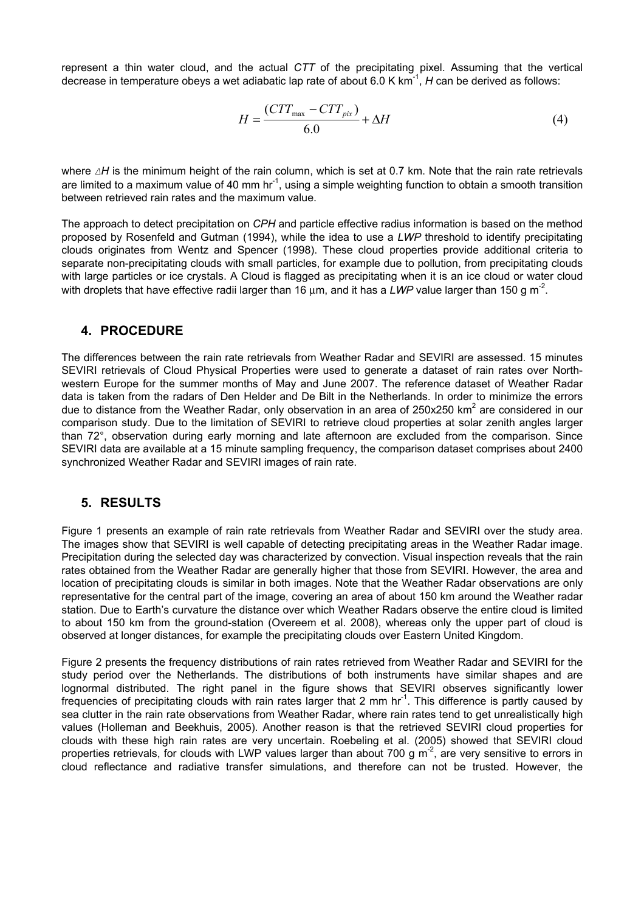represent a thin water cloud, and the actual *CTT* of the precipitating pixel. Assuming that the vertical decrease in temperature obeys a wet adiabatic lap rate of about 6.0 K km$^{-1}$, *H* can be derived as follows:

$$H = \frac{(CTT_{\max} - CTT_{pix})}{6.0} + \Delta H \tag{4}$$

where $\Delta H$ is the minimum height of the rain column, which is set at 0.7 km. Note that the rain rate retrievals are limited to a maximum value of 40 mm hr$^{-1}$, using a simple weighting function to obtain a smooth transition between retrieved rain rates and the maximum value.

The approach to detect precipitation on *CPH* and particle effective radius information is based on the method proposed by Rosenfeld and Gutman (1994), while the idea to use a *LWP* threshold to identify precipitating clouds originates from Wentz and Spencer (1998). These cloud properties provide additional criteria to separate non-precipitating clouds with small particles, for example due to pollution, from precipitating clouds with large particles or ice crystals. A Cloud is flagged as precipitating when it is an ice cloud or water cloud with droplets that have effective radii larger than 16 μm, and it has a *LWP* value larger than 150 g m$^{-2}$.

## 4. PROCEDURE

The differences between the rain rate retrievals from Weather Radar and SEVIRI are assessed. 15 minutes SEVIRI retrievals of Cloud Physical Properties were used to generate a dataset of rain rates over North-western Europe for the summer months of May and June 2007. The reference dataset of Weather Radar data is taken from the radars of Den Helder and De Bilt in the Netherlands. In order to minimize the errors due to distance from the Weather Radar, only observation in an area of 250x250 km$^2$ are considered in our comparison study. Due to the limitation of SEVIRI to retrieve cloud properties at solar zenith angles larger than 72°, observation during early morning and late afternoon are excluded from the comparison. Since SEVIRI data are available at a 15 minute sampling frequency, the comparison dataset comprises about 2400 synchronized Weather Radar and SEVIRI images of rain rate.

## 5. RESULTS

Figure 1 presents an example of rain rate retrievals from Weather Radar and SEVIRI over the study area. The images show that SEVIRI is well capable of detecting precipitating areas in the Weather Radar image. Precipitation during the selected day was characterized by convection. Visual inspection reveals that the rain rates obtained from the Weather Radar are generally higher that those from SEVIRI. However, the area and location of precipitating clouds is similar in both images. Note that the Weather Radar observations are only representative for the central part of the image, covering an area of about 150 km around the Weather radar station. Due to Earth's curvature the distance over which Weather Radars observe the entire cloud is limited to about 150 km from the ground-station (Overeem et al. 2008), whereas only the upper part of cloud is observed at longer distances, for example the precipitating clouds over Eastern United Kingdom.

Figure 2 presents the frequency distributions of rain rates retrieved from Weather Radar and SEVIRI for the study period over the Netherlands. The distributions of both instruments have similar shapes and are lognormal distributed. The right panel in the figure shows that SEVIRI observes significantly lower frequencies of precipitating clouds with rain rates larger that 2 mm hr$^{-1}$. This difference is partly caused by sea clutter in the rain rate observations from Weather Radar, where rain rates tend to get unrealistically high values (Holleman and Beekhuis, 2005). Another reason is that the retrieved SEVIRI cloud properties for clouds with these high rain rates are very uncertain. Roebeling et al. (2005) showed that SEVIRI cloud properties retrievals, for clouds with LWP values larger than about 700 g m$^{-2}$, are very sensitive to errors in cloud reflectance and radiative transfer simulations, and therefore can not be trusted. However, the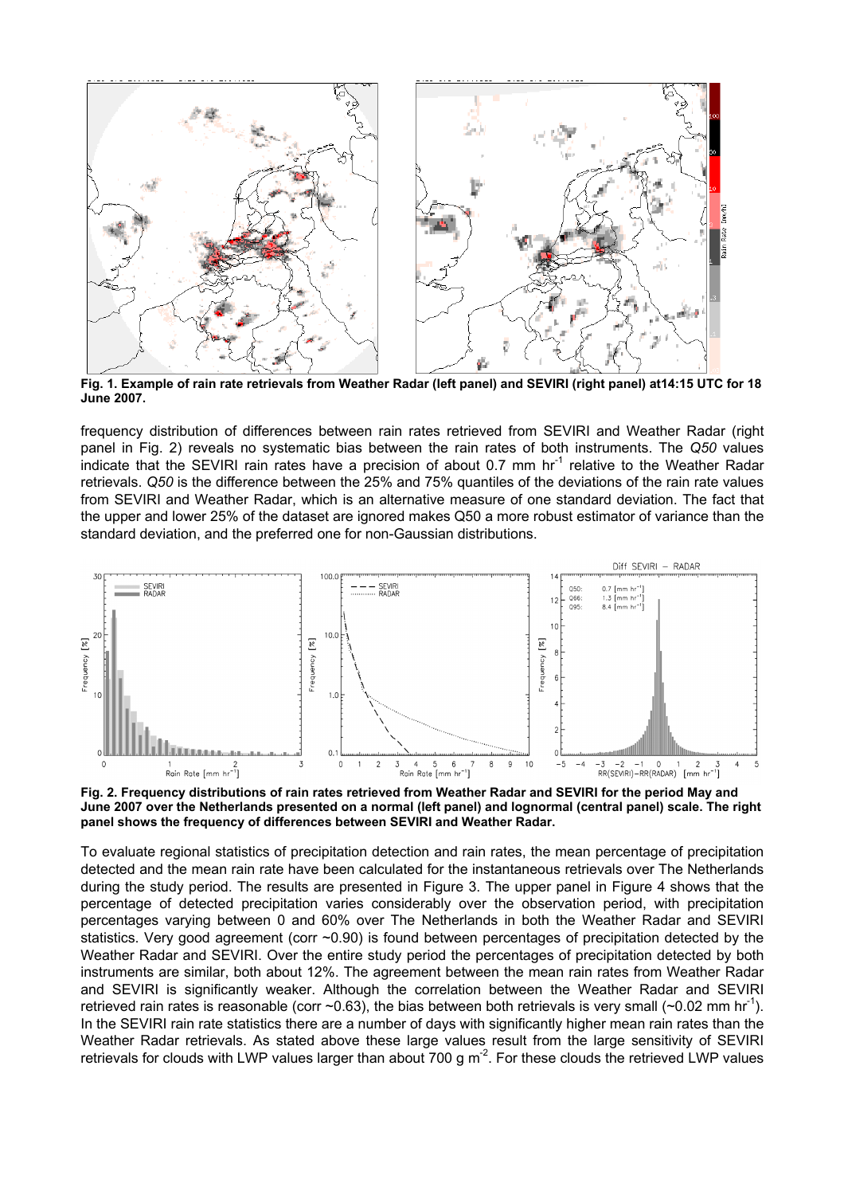**Fig. 1. Example of rain rate retrievals from Weather Radar (left panel) and SEVIRI (right panel) at14:15 UTC for 18 June 2007.**

frequency distribution of differences between rain rates retrieved from SEVIRI and Weather Radar (right panel in Fig. 2) reveals no systematic bias between the rain rates of both instruments. The *Q50* values indicate that the SEVIRI rain rates have a precision of about 0.7 mm $hr^{-1}$ relative to the Weather Radar retrievals. *Q50* is the difference between the 25% and 75% quantiles of the deviations of the rain rate values from SEVIRI and Weather Radar, which is an alternative measure of one standard deviation. The fact that the upper and lower 25% of the dataset are ignored makes Q50 a more robust estimator of variance than the standard deviation, and the preferred one for non-Gaussian distributions.

**Fig. 2. Frequency distributions of rain rates retrieved from Weather Radar and SEVIRI for the period May and June 2007 over the Netherlands presented on a normal (left panel) and lognormal (central panel) scale. The right panel shows the frequency of differences between SEVIRI and Weather Radar.**

To evaluate regional statistics of precipitation detection and rain rates, the mean percentage of precipitation detected and the mean rain rate have been calculated for the instantaneous retrievals over The Netherlands during the study period. The results are presented in Figure 3. The upper panel in Figure 4 shows that the percentage of detected precipitation varies considerably over the observation period, with precipitation percentages varying between 0 and 60% over The Netherlands in both the Weather Radar and SEVIRI statistics. Very good agreement (corr ~0.90) is found between percentages of precipitation detected by the Weather Radar and SEVIRI. Over the entire study period the percentages of precipitation detected by both instruments are similar, both about 12%. The agreement between the mean rain rates from Weather Radar and SEVIRI is significantly weaker. Although the correlation between the Weather Radar and SEVIRI retrieved rain rates is reasonable (corr ~0.63), the bias between both retrievals is very small (~0.02 mm $hr^{-1}$). In the SEVIRI rain rate statistics there are a number of days with significantly higher mean rain rates than the Weather Radar retrievals. As stated above these large values result from the large sensitivity of SEVIRI retrievals for clouds with LWP values larger than about 700 g $m^{-2}$. For these clouds the retrieved LWP values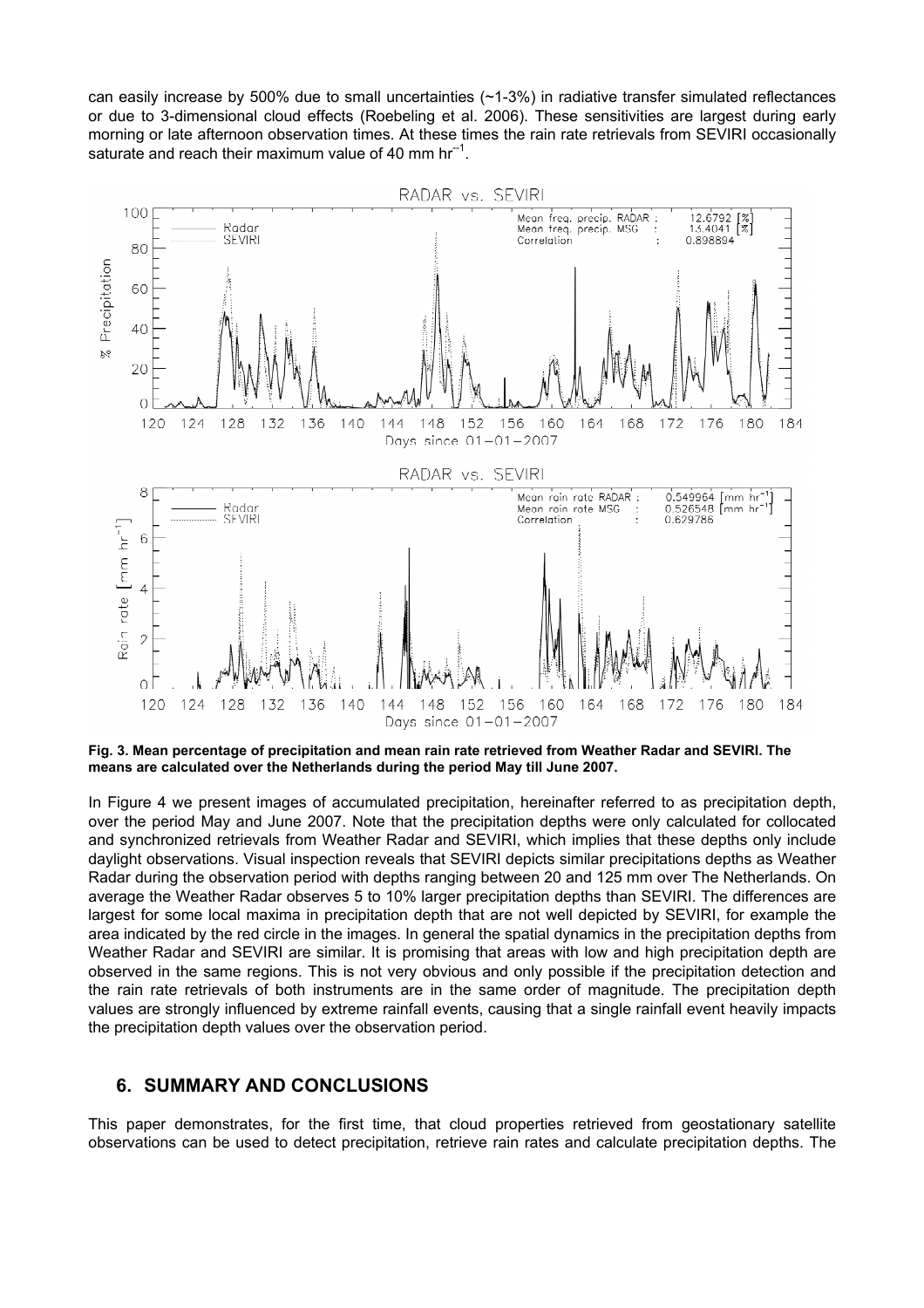can easily increase by 500% due to small uncertainties (~1-3%) in radiative transfer simulated reflectances or due to 3-dimensional cloud effects (Roebeling et al. 2006). These sensitivities are largest during early morning or late afternoon observation times. At these times the rain rate retrievals from SEVIRI occasionally saturate and reach their maximum value of 40 mm hr$^{-1}$.

**Fig. 3. Mean percentage of precipitation and mean rain rate retrieved from Weather Radar and SEVIRI. The means are calculated over the Netherlands during the period May till June 2007.**

In Figure 4 we present images of accumulated precipitation, hereinafter referred to as precipitation depth, over the period May and June 2007. Note that the precipitation depths were only calculated for collocated and synchronized retrievals from Weather Radar and SEVIRI, which implies that these depths only include daylight observations. Visual inspection reveals that SEVIRI depicts similar precipitations depths as Weather Radar during the observation period with depths ranging between 20 and 125 mm over The Netherlands. On average the Weather Radar observes 5 to 10% larger precipitation depths than SEVIRI. The differences are largest for some local maxima in precipitation depth that are not well depicted by SEVIRI, for example the area indicated by the red circle in the images. In general the spatial dynamics in the precipitation depths from Weather Radar and SEVIRI are similar. It is promising that areas with low and high precipitation depth are observed in the same regions. This is not very obvious and only possible if the precipitation detection and the rain rate retrievals of both instruments are in the same order of magnitude. The precipitation depth values are strongly influenced by extreme rainfall events, causing that a single rainfall event heavily impacts the precipitation depth values over the observation period.

## 6. SUMMARY AND CONCLUSIONS

This paper demonstrates, for the first time, that cloud properties retrieved from geostationary satellite observations can be used to detect precipitation, retrieve rain rates and calculate precipitation depths. The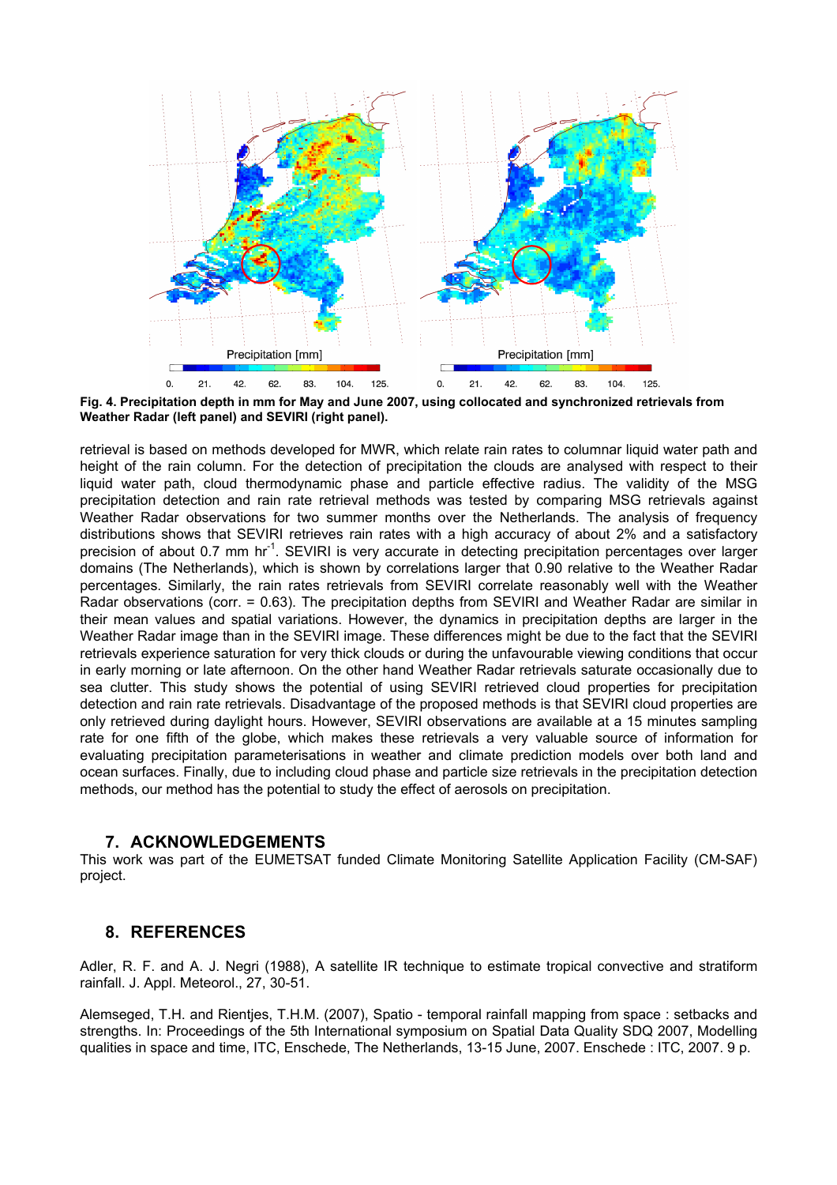**Fig. 4. Precipitation depth in mm for May and June 2007, using collocated and synchronized retrievals from Weather Radar (left panel) and SEVIRI (right panel).**

retrieval is based on methods developed for MWR, which relate rain rates to columnar liquid water path and height of the rain column. For the detection of precipitation the clouds are analysed with respect to their liquid water path, cloud thermodynamic phase and particle effective radius. The validity of the MSG precipitation detection and rain rate retrieval methods was tested by comparing MSG retrievals against Weather Radar observations for two summer months over the Netherlands. The analysis of frequency distributions shows that SEVIRI retrieves rain rates with a high accuracy of about 2% and a satisfactory precision of about 0.7 mm $hr^{-1}$. SEVIRI is very accurate in detecting precipitation percentages over larger domains (The Netherlands), which is shown by correlations larger that 0.90 relative to the Weather Radar percentages. Similarly, the rain rates retrievals from SEVIRI correlate reasonably well with the Weather Radar observations (corr. = 0.63). The precipitation depths from SEVIRI and Weather Radar are similar in their mean values and spatial variations. However, the dynamics in precipitation depths are larger in the Weather Radar image than in the SEVIRI image. These differences might be due to the fact that the SEVIRI retrievals experience saturation for very thick clouds or during the unfavourable viewing conditions that occur in early morning or late afternoon. On the other hand Weather Radar retrievals saturate occasionally due to sea clutter. This study shows the potential of using SEVIRI retrieved cloud properties for precipitation detection and rain rate retrievals. Disadvantage of the proposed methods is that SEVIRI cloud properties are only retrieved during daylight hours. However, SEVIRI observations are available at a 15 minutes sampling rate for one fifth of the globe, which makes these retrievals a very valuable source of information for evaluating precipitation parameterisations in weather and climate prediction models over both land and ocean surfaces. Finally, due to including cloud phase and particle size retrievals in the precipitation detection methods, our method has the potential to study the effect of aerosols on precipitation.

## 7. ACKNOWLEDGEMENTS

This work was part of the EUMETSAT funded Climate Monitoring Satellite Application Facility (CM-SAF) project.

## 8. REFERENCES

Adler, R. F. and A. J. Negri (1988), A satellite IR technique to estimate tropical convective and stratiform rainfall. J. Appl. Meteorol., 27, 30-51.

Alemseged, T.H. and Rientjes, T.H.M. (2007), Spatio - temporal rainfall mapping from space : setbacks and strengths. In: Proceedings of the 5th International symposium on Spatial Data Quality SDQ 2007, Modelling qualities in space and time, ITC, Enschede, The Netherlands, 13-15 June, 2007. Enschede : ITC, 2007. 9 p.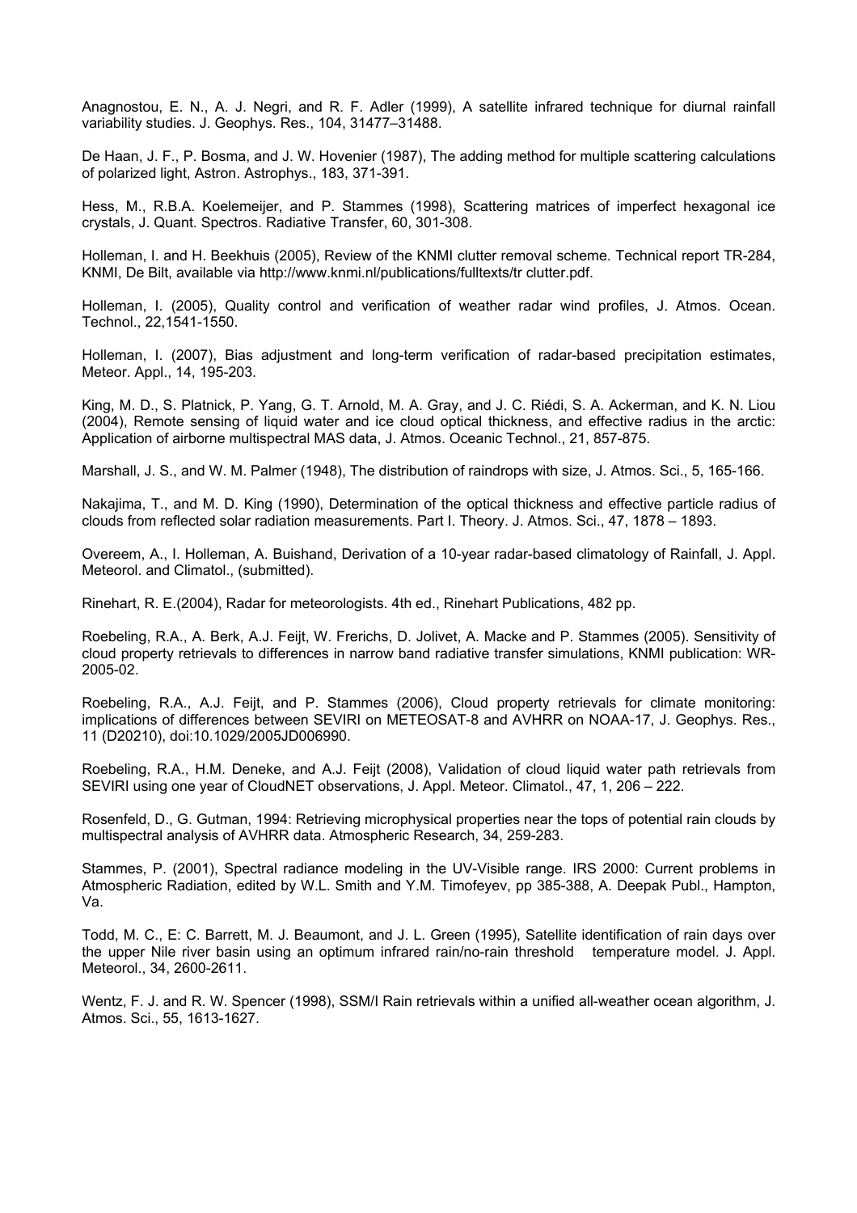Anagnostou, E. N., A. J. Negri, and R. F. Adler (1999), A satellite infrared technique for diurnal rainfall variability studies. J. Geophys. Res., 104, 31477–31488.

De Haan, J. F., P. Bosma, and J. W. Hovenier (1987), The adding method for multiple scattering calculations of polarized light, Astron. Astrophys., 183, 371-391.

Hess, M., R.B.A. Koelemeijer, and P. Stammes (1998), Scattering matrices of imperfect hexagonal ice crystals, J. Quant. Spectros. Radiative Transfer, 60, 301-308.

Holleman, I. and H. Beekhuis (2005), Review of the KNMI clutter removal scheme. Technical report TR-284, KNMI, De Bilt, available via http://www.knmi.nl/publications/fulltexts/tr clutter.pdf.

Holleman, I. (2005), Quality control and verification of weather radar wind profiles, J. Atmos. Ocean. Technol., 22,1541-1550.

Holleman, I. (2007), Bias adjustment and long-term verification of radar-based precipitation estimates, Meteor. Appl., 14, 195-203.

King, M. D., S. Platnick, P. Yang, G. T. Arnold, M. A. Gray, and J. C. Riédi, S. A. Ackerman, and K. N. Liou (2004), Remote sensing of liquid water and ice cloud optical thickness, and effective radius in the arctic: Application of airborne multispectral MAS data, J. Atmos. Oceanic Technol., 21, 857-875.

Marshall, J. S., and W. M. Palmer (1948), The distribution of raindrops with size, J. Atmos. Sci., 5, 165-166.

Nakajima, T., and M. D. King (1990), Determination of the optical thickness and effective particle radius of clouds from reflected solar radiation measurements. Part I. Theory. J. Atmos. Sci., 47, 1878 – 1893.

Overeem, A., I. Holleman, A. Buishand, Derivation of a 10-year radar-based climatology of Rainfall, J. Appl. Meteorol. and Climatol., (submitted).

Rinehart, R. E.(2004), Radar for meteorologists. 4th ed., Rinehart Publications, 482 pp.

Roebeling, R.A., A. Berk, A.J. Feijt, W. Frerichs, D. Jolivet, A. Macke and P. Stammes (2005). Sensitivity of cloud property retrievals to differences in narrow band radiative transfer simulations, KNMI publication: WR-2005-02.

Roebeling, R.A., A.J. Feijt, and P. Stammes (2006), Cloud property retrievals for climate monitoring: implications of differences between SEVIRI on METEOSAT-8 and AVHRR on NOAA-17, J. Geophys. Res., 11 (D20210), doi:10.1029/2005JD006990.

Roebeling, R.A., H.M. Deneke, and A.J. Feijt (2008), Validation of cloud liquid water path retrievals from SEVIRI using one year of CloudNET observations, J. Appl. Meteor. Climatol., 47, 1, 206 – 222.

Rosenfeld, D., G. Gutman, 1994: Retrieving microphysical properties near the tops of potential rain clouds by multispectral analysis of AVHRR data. Atmospheric Research, 34, 259-283.

Stammes, P. (2001), Spectral radiance modeling in the UV-Visible range. IRS 2000: Current problems in Atmospheric Radiation, edited by W.L. Smith and Y.M. Timofeyev, pp 385-388, A. Deepak Publ., Hampton, Va.

Todd, M. C., E: C. Barrett, M. J. Beaumont, and J. L. Green (1995), Satellite identification of rain days over the upper Nile river basin using an optimum infrared rain/no-rain threshold temperature model. J. Appl. Meteorol., 34, 2600-2611.

Wentz, F. J. and R. W. Spencer (1998), SSM/I Rain retrievals within a unified all-weather ocean algorithm, J. Atmos. Sci., 55, 1613-1627.